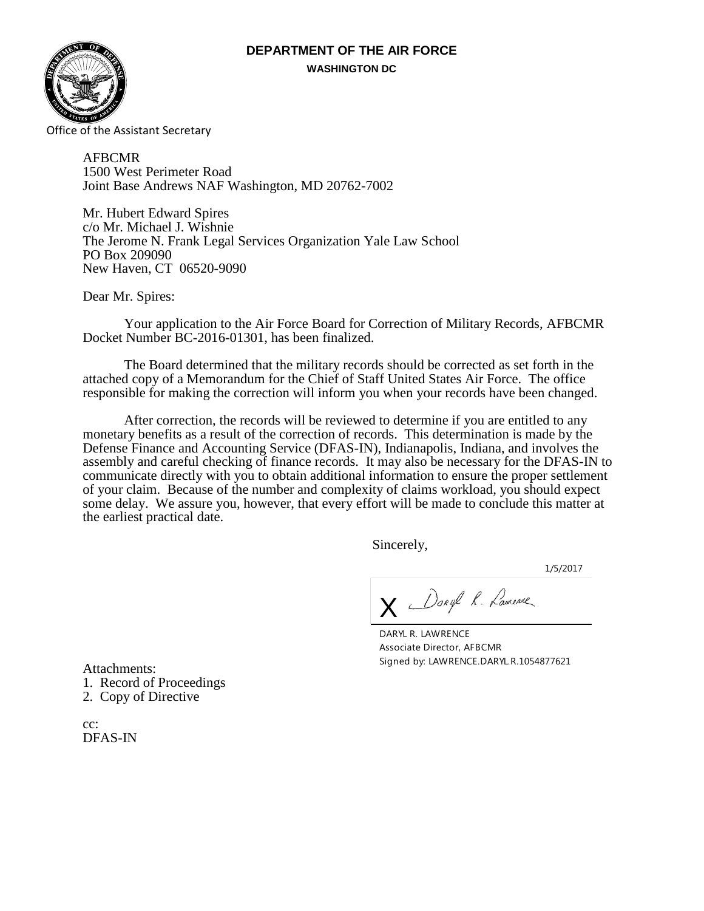**DEPARTMENT OF THE AIR FORCE**

**WASHINGTON DC**

Office of the Assistant Secretary

AFBCMR
1500 West Perimeter Road
Joint Base Andrews NAF Washington, MD 20762-7002

Mr. Hubert Edward Spires
c/o Mr. Michael J. Wishnie
The Jerome N. Frank Legal Services Organization Yale Law School
PO Box 209090
New Haven, CT 06520-9090

Dear Mr. Spires:

Your application to the Air Force Board for Correction of Military Records, AFBCMR Docket Number BC-2016-01301, has been finalized.

The Board determined that the military records should be corrected as set forth in the attached copy of a Memorandum for the Chief of Staff United States Air Force. The office responsible for making the correction will inform you when your records have been changed.

After correction, the records will be reviewed to determine if you are entitled to any monetary benefits as a result of the correction of records. This determination is made by the Defense Finance and Accounting Service (DFAS-IN), Indianapolis, Indiana, and involves the assembly and careful checking of finance records. It may also be necessary for the DFAS-IN to communicate directly with you to obtain additional information to ensure the proper settlement of your claim. Because of the number and complexity of claims workload, you should expect some delay. We assure you, however, that every effort will be made to conclude this matter at the earliest practical date.

Sincerely,

1/5/2017

X Daryl R. Lawrence

DARYL R. LAWRENCE
Associate Director, AFBCMR
Signed by: LAWRENCE.DARYL.R.1054877621

Attachments:
1. Record of Proceedings
2. Copy of Directive

cc:
DFAS-IN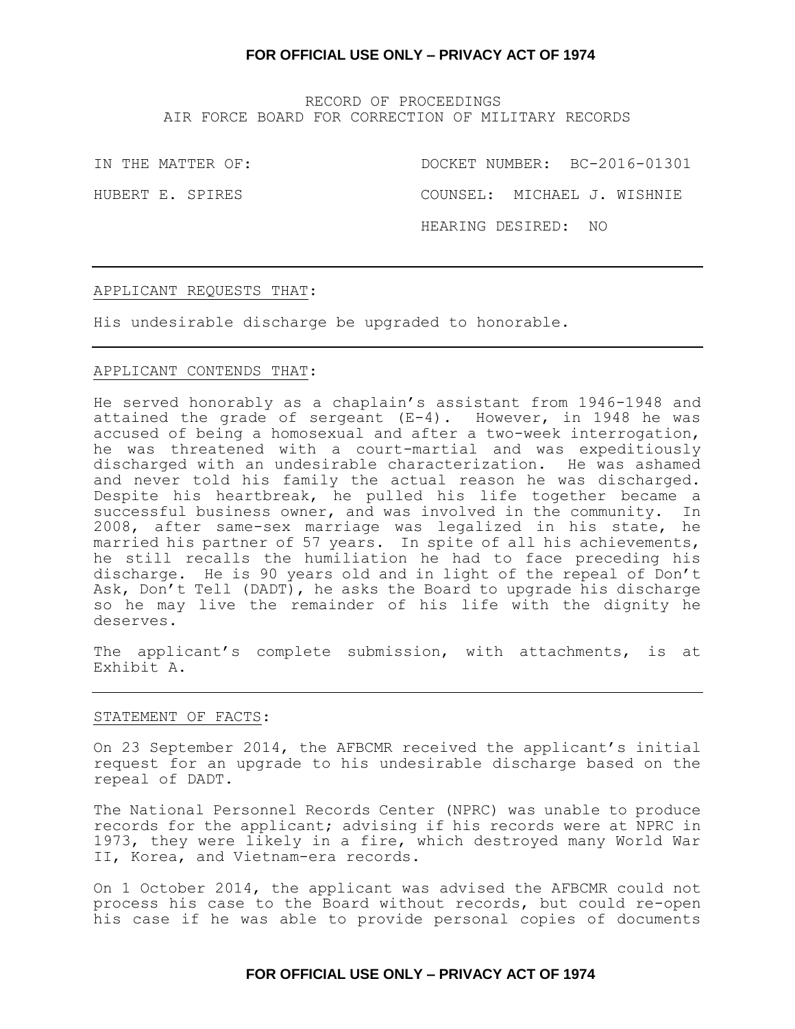RECORD OF PROCEEDINGS
AIR FORCE BOARD FOR CORRECTION OF MILITARY RECORDS

IN THE MATTER OF: DOCKET NUMBER: BC-2016-01301

HUBERT E. SPIRES COUNSEL: MICHAEL J. WISHNIE

HEARING DESIRED: NO

---

APPLICANT REQUESTS THAT:

His undesirable discharge be upgraded to honorable.

---

APPLICANT CONTENDS THAT:

He served honorably as a chaplain's assistant from 1946-1948 and attained the grade of sergeant (E-4). However, in 1948 he was accused of being a homosexual and after a two-week interrogation, he was threatened with a court-martial and was expeditiously discharged with an undesirable characterization. He was ashamed and never told his family the actual reason he was discharged. Despite his heartbreak, he pulled his life together became a successful business owner, and was involved in the community. In 2008, after same-sex marriage was legalized in his state, he married his partner of 57 years. In spite of all his achievements, he still recalls the humiliation he had to face preceding his discharge. He is 90 years old and in light of the repeal of Don't Ask, Don't Tell (DADT), he asks the Board to upgrade his discharge so he may live the remainder of his life with the dignity he deserves.

The applicant's complete submission, with attachments, is at Exhibit A.

---

STATEMENT OF FACTS:

On 23 September 2014, the AFBCMR received the applicant's initial request for an upgrade to his undesirable discharge based on the repeal of DADT.

The National Personnel Records Center (NPRC) was unable to produce records for the applicant; advising if his records were at NPRC in 1973, they were likely in a fire, which destroyed many World War II, Korea, and Vietnam-era records.

On 1 October 2014, the applicant was advised the AFBCMR could not process his case to the Board without records, but could re-open his case if he was able to provide personal copies of documents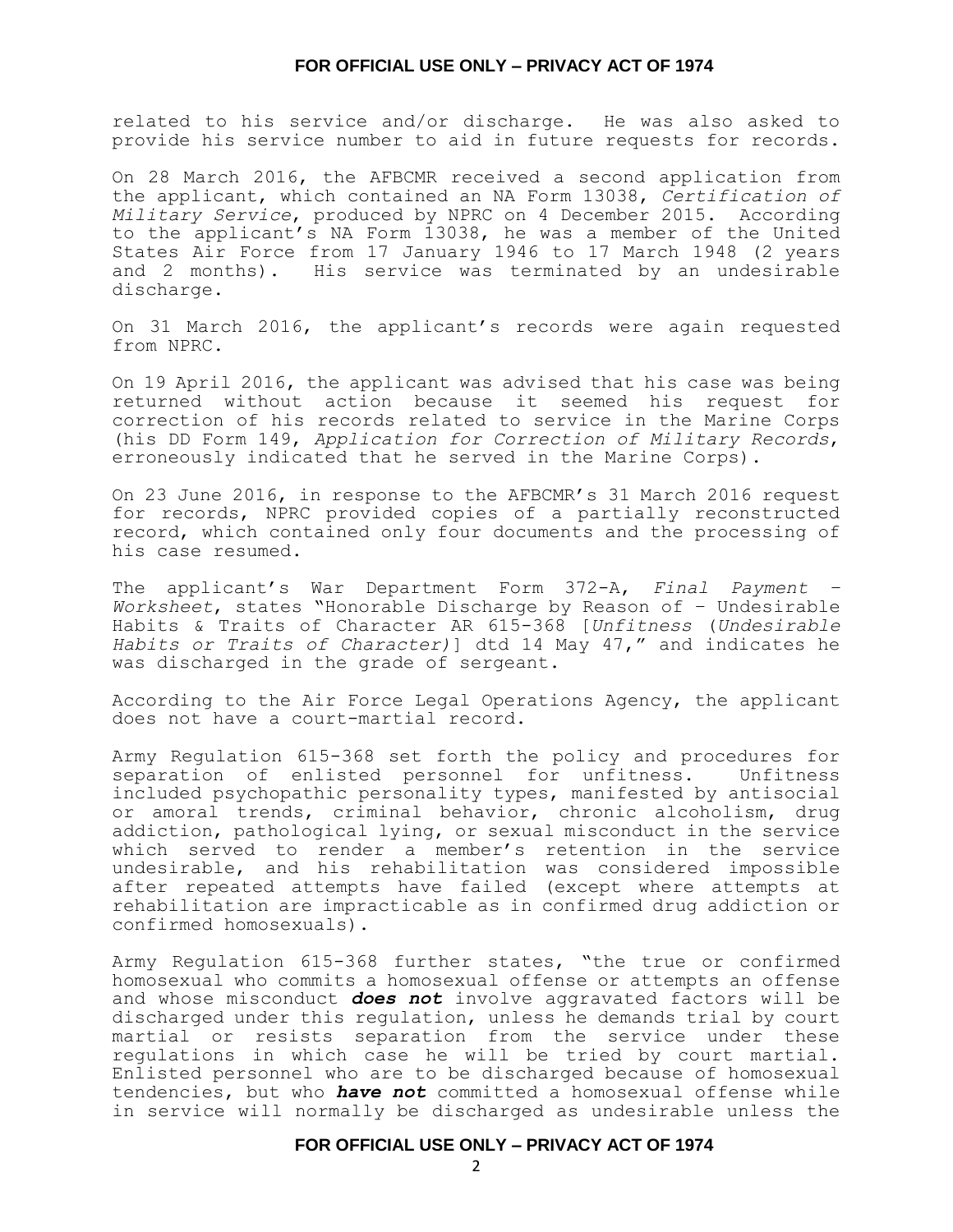related to his service and/or discharge. He was also asked to provide his service number to aid in future requests for records.

On 28 March 2016, the AFBCMR received a second application from the applicant, which contained an NA Form 13038, *Certification of Military Service*, produced by NPRC on 4 December 2015. According to the applicant's NA Form 13038, he was a member of the United States Air Force from 17 January 1946 to 17 March 1948 (2 years and 2 months). His service was terminated by an undesirable discharge.

On 31 March 2016, the applicant's records were again requested from NPRC.

On 19 April 2016, the applicant was advised that his case was being returned without action because it seemed his request for correction of his records related to service in the Marine Corps (his DD Form 149, *Application for Correction of Military Records*, erroneously indicated that he served in the Marine Corps).

On 23 June 2016, in response to the AFBCMR's 31 March 2016 request for records, NPRC provided copies of a partially reconstructed record, which contained only four documents and the processing of his case resumed.

The applicant's War Department Form 372-A, *Final Payment – Worksheet*, states "Honorable Discharge by Reason of – Undesirable Habits & Traits of Character AR 615-368 [*Unfitness* (*Undesirable Habits or Traits of Character)*] dtd 14 May 47," and indicates he was discharged in the grade of sergeant.

According to the Air Force Legal Operations Agency, the applicant does not have a court-martial record.

Army Regulation 615-368 set forth the policy and procedures for separation of enlisted personnel for unfitness. Unfitness included psychopathic personality types, manifested by antisocial or amoral trends, criminal behavior, chronic alcoholism, drug addiction, pathological lying, or sexual misconduct in the service which served to render a member's retention in the service undesirable, and his rehabilitation was considered impossible after repeated attempts have failed (except where attempts at rehabilitation are impracticable as in confirmed drug addiction or confirmed homosexuals).

Army Regulation 615-368 further states, "the true or confirmed homosexual who commits a homosexual offense or attempts an offense and whose misconduct ***does not*** involve aggravated factors will be discharged under this regulation, unless he demands trial by court martial or resists separation from the service under these regulations in which case he will be tried by court martial. Enlisted personnel who are to be discharged because of homosexual tendencies, but who ***have not*** committed a homosexual offense while in service will normally be discharged as undesirable unless the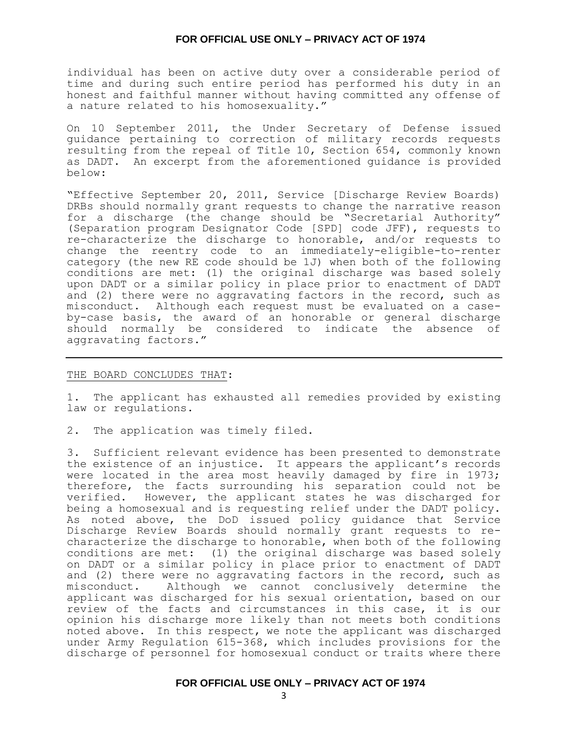individual has been on active duty over a considerable period of time and during such entire period has performed his duty in an honest and faithful manner without having committed any offense of a nature related to his homosexuality."

On 10 September 2011, the Under Secretary of Defense issued guidance pertaining to correction of military records requests resulting from the repeal of Title 10, Section 654, commonly known as DADT. An excerpt from the aforementioned guidance is provided below:

"Effective September 20, 2011, Service [Discharge Review Boards) DRBs should normally grant requests to change the narrative reason for a discharge (the change should be "Secretarial Authority" (Separation program Designator Code [SPD] code JFF), requests to re-characterize the discharge to honorable, and/or requests to change the reentry code to an immediately-eligible-to-renter category (the new RE code should be 1J) when both of the following conditions are met: (1) the original discharge was based solely upon DADT or a similar policy in place prior to enactment of DADT and (2) there were no aggravating factors in the record, such as misconduct. Although each request must be evaluated on a case-by-case basis, the award of an honorable or general discharge should normally be considered to indicate the absence of aggravating factors."

---

THE BOARD CONCLUDES THAT:

1. The applicant has exhausted all remedies provided by existing law or regulations.

2. The application was timely filed.

3. Sufficient relevant evidence has been presented to demonstrate the existence of an injustice. It appears the applicant's records were located in the area most heavily damaged by fire in 1973; therefore, the facts surrounding his separation could not be verified. However, the applicant states he was discharged for being a homosexual and is requesting relief under the DADT policy. As noted above, the DoD issued policy guidance that Service Discharge Review Boards should normally grant requests to re-characterize the discharge to honorable, when both of the following conditions are met: (1) the original discharge was based solely on DADT or a similar policy in place prior to enactment of DADT and (2) there were no aggravating factors in the record, such as misconduct. Although we cannot conclusively determine the applicant was discharged for his sexual orientation, based on our review of the facts and circumstances in this case, it is our opinion his discharge more likely than not meets both conditions noted above. In this respect, we note the applicant was discharged under Army Regulation 615-368, which includes provisions for the discharge of personnel for homosexual conduct or traits where there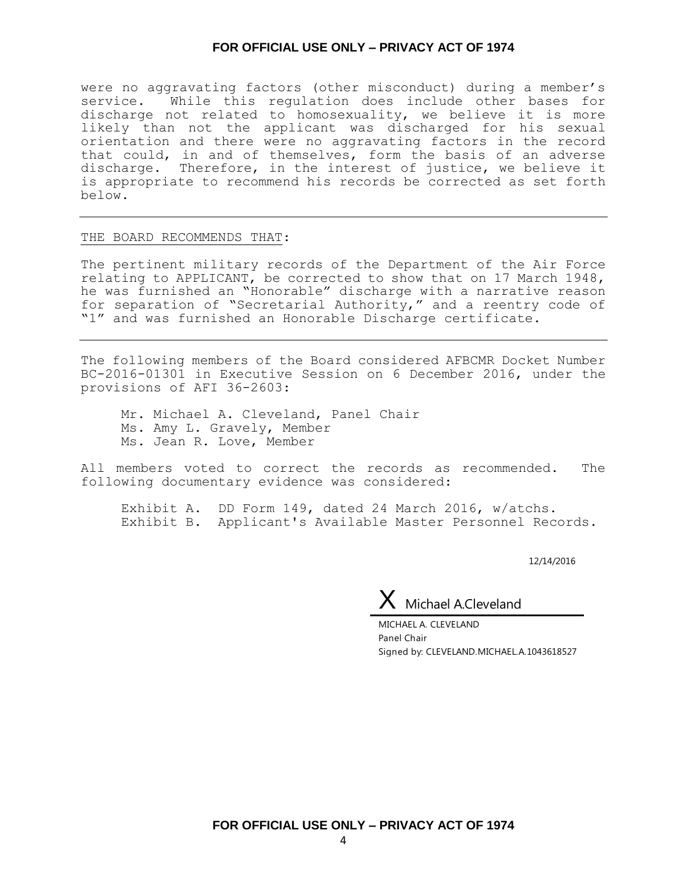were no aggravating factors (other misconduct) during a member's service. While this regulation does include other bases for discharge not related to homosexuality, we believe it is more likely than not the applicant was discharged for his sexual orientation and there were no aggravating factors in the record that could, in and of themselves, form the basis of an adverse discharge. Therefore, in the interest of justice, we believe it is appropriate to recommend his records be corrected as set forth below.

---

THE BOARD RECOMMENDS THAT:

The pertinent military records of the Department of the Air Force relating to APPLICANT, be corrected to show that on 17 March 1948, he was furnished an "Honorable" discharge with a narrative reason for separation of "Secretarial Authority," and a reentry code of "1" and was furnished an Honorable Discharge certificate.

---

The following members of the Board considered AFBCMR Docket Number BC-2016-01301 in Executive Session on 6 December 2016, under the provisions of AFI 36-2603:

Mr. Michael A. Cleveland, Panel Chair
Ms. Amy L. Gravely, Member
Ms. Jean R. Love, Member

All members voted to correct the records as recommended. The following documentary evidence was considered:

Exhibit A. DD Form 149, dated 24 March 2016, w/atchs.
Exhibit B. Applicant's Available Master Personnel Records.

12/14/2016

X Michael A.Cleveland

MICHAEL A. CLEVELAND
Panel Chair
Signed by: CLEVELAND.MICHAEL.A.1043618527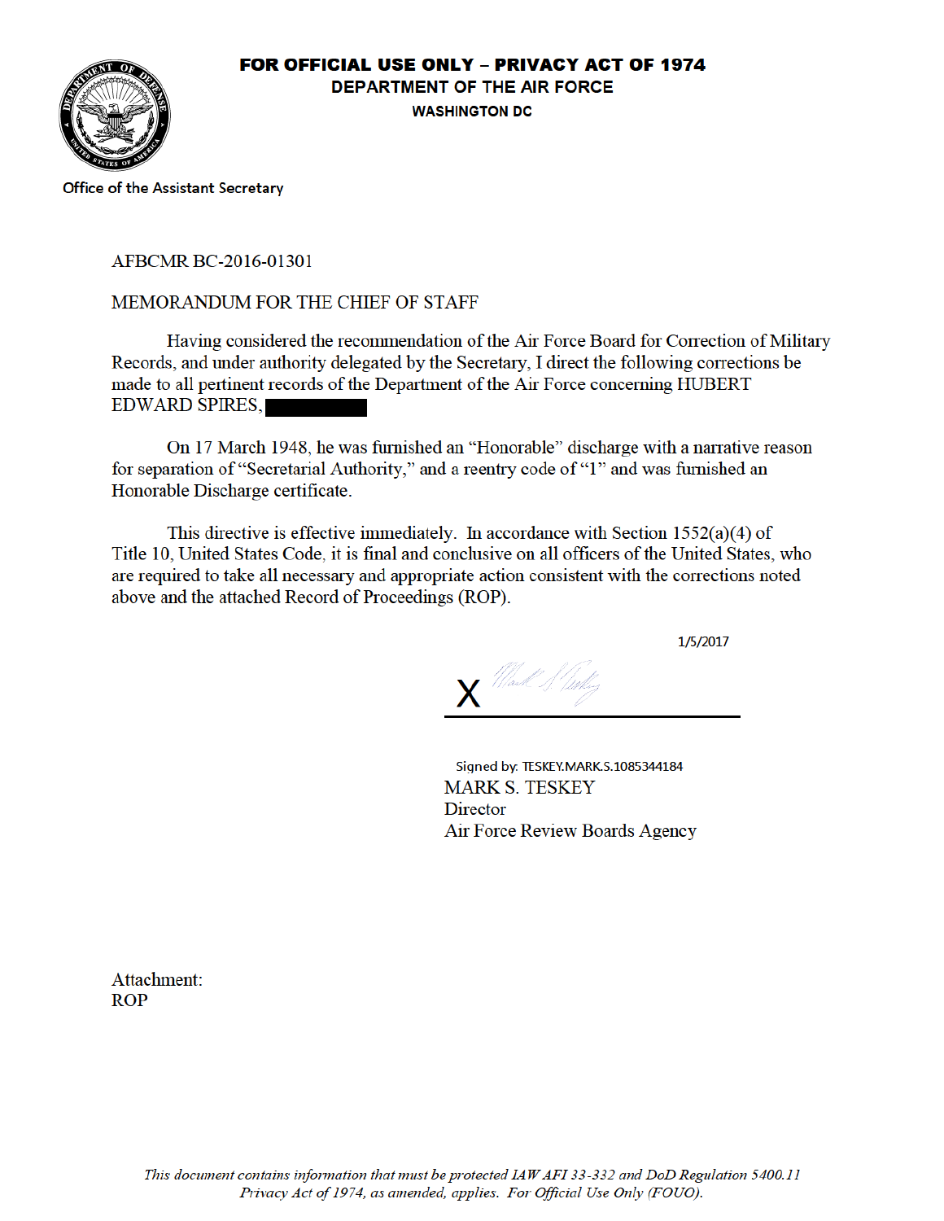**FOR OFFICIAL USE ONLY – PRIVACY ACT OF 1974**
**DEPARTMENT OF THE AIR FORCE**
**WASHINGTON DC**

Office of the Assistant Secretary

AFBCMR BC-2016-01301

MEMORANDUM FOR THE CHIEF OF STAFF

Having considered the recommendation of the Air Force Board for Correction of Military Records, and under authority delegated by the Secretary, I direct the following corrections be made to all pertinent records of the Department of the Air Force concerning HUBERT EDWARD SPIRES,

On 17 March 1948, he was furnished an "Honorable" discharge with a narrative reason for separation of "Secretarial Authority," and a reentry code of "1" and was furnished an Honorable Discharge certificate.

This directive is effective immediately. In accordance with Section 1552(a)(4) of Title 10, United States Code, it is final and conclusive on all officers of the United States, who are required to take all necessary and appropriate action consistent with the corrections noted above and the attached Record of Proceedings (ROP).

1/5/2017

X

Signed by: TESKEY.MARK.S.1085344184
MARK S. TESKEY
Director
Air Force Review Boards Agency

Attachment:
ROP

*This document contains information that must be protected IAW AFI 33-332 and DoD Regulation 5400.11 Privacy Act of 1974, as amended, applies. For Official Use Only (FOUO).*